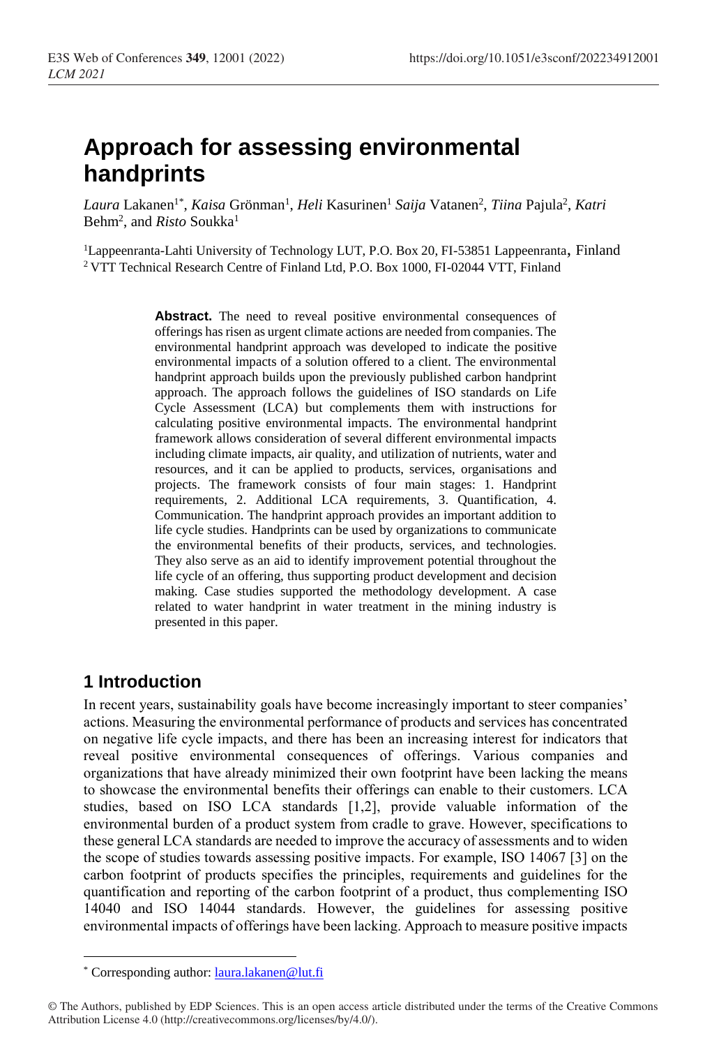# Approach for assessing environmental handprints

*Laura* Lakanen[1*], *Kaisa* Grönman[1], *Heli* Kasurinen[1] *Saija* Vatanen[2], *Tiina* Pajula[2], *Katri* Behm[2], and *Risto* Soukka[1]

[1]Lappeenranta-Lahti University of Technology LUT, P.O. Box 20, FI-53851 Lappeenranta, Finland
[2] VTT Technical Research Centre of Finland Ltd, P.O. Box 1000, FI-02044 VTT, Finland

**Abstract.** The need to reveal positive environmental consequences of offerings has risen as urgent climate actions are needed from companies. The environmental handprint approach was developed to indicate the positive environmental impacts of a solution offered to a client. The environmental handprint approach builds upon the previously published carbon handprint approach. The approach follows the guidelines of ISO standards on Life Cycle Assessment (LCA) but complements them with instructions for calculating positive environmental impacts. The environmental handprint framework allows consideration of several different environmental impacts including climate impacts, air quality, and utilization of nutrients, water and resources, and it can be applied to products, services, organisations and projects. The framework consists of four main stages: 1. Handprint requirements, 2. Additional LCA requirements, 3. Quantification, 4. Communication. The handprint approach provides an important addition to life cycle studies. Handprints can be used by organizations to communicate the environmental benefits of their products, services, and technologies. They also serve as an aid to identify improvement potential throughout the life cycle of an offering, thus supporting product development and decision making. Case studies supported the methodology development. A case related to water handprint in water treatment in the mining industry is presented in this paper.

## 1 Introduction

In recent years, sustainability goals have become increasingly important to steer companies' actions. Measuring the environmental performance of products and services has concentrated on negative life cycle impacts, and there has been an increasing interest for indicators that reveal positive environmental consequences of offerings. Various companies and organizations that have already minimized their own footprint have been lacking the means to showcase the environmental benefits their offerings can enable to their customers. LCA studies, based on ISO LCA standards [1,2], provide valuable information of the environmental burden of a product system from cradle to grave. However, specifications to these general LCA standards are needed to improve the accuracy of assessments and to widen the scope of studies towards assessing positive impacts. For example, ISO 14067 [3] on the carbon footprint of products specifies the principles, requirements and guidelines for the quantification and reporting of the carbon footprint of a product, thus complementing ISO 14040 and ISO 14044 standards. However, the guidelines for assessing positive environmental impacts of offerings have been lacking. Approach to measure positive impacts

* Corresponding author: laura.lakanen@lut.fi

© The Authors, published by EDP Sciences. This is an open access article distributed under the terms of the Creative Commons Attribution License 4.0 (http://creativecommons.org/licenses/by/4.0/).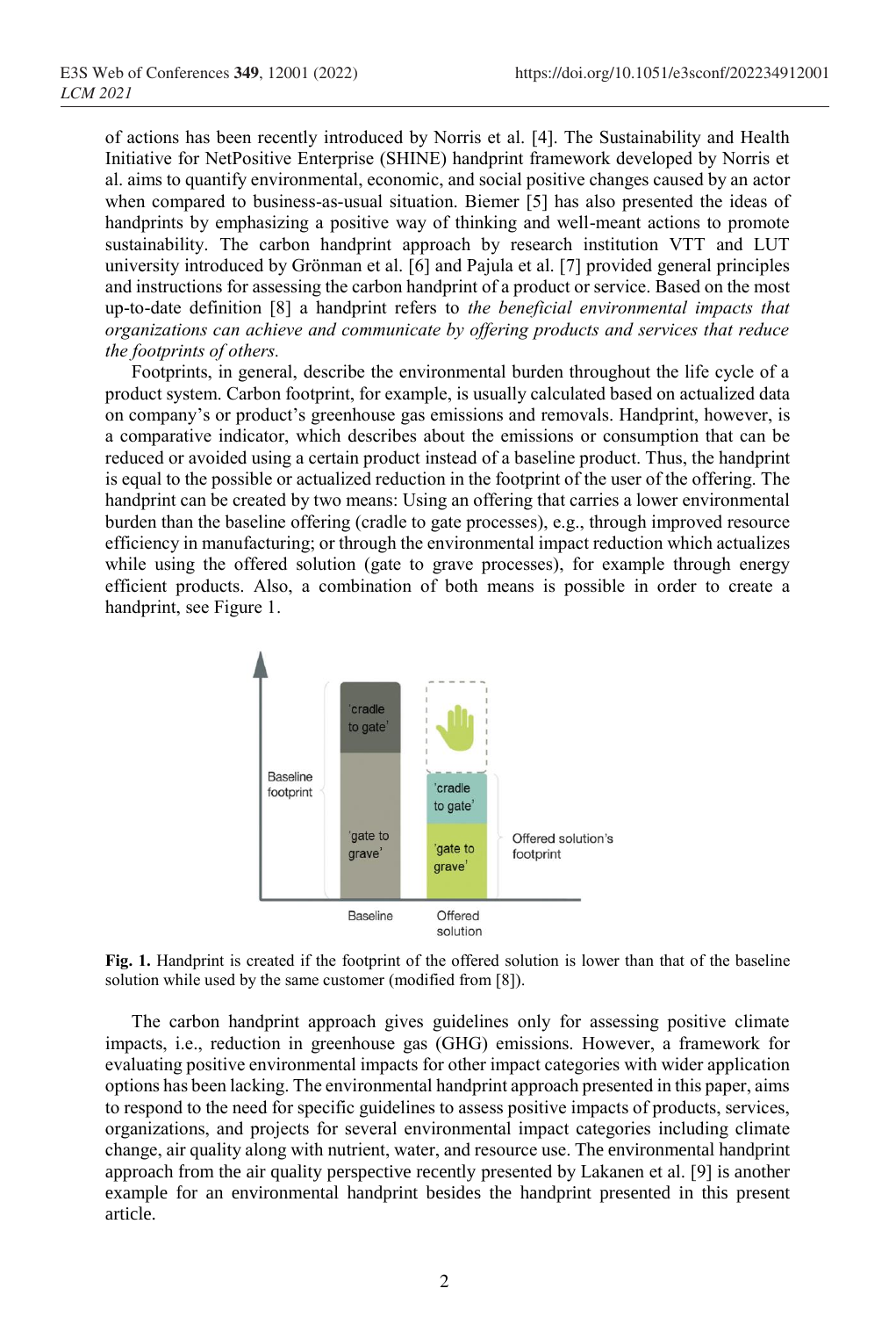of actions has been recently introduced by Norris et al. [4]. The Sustainability and Health Initiative for NetPositive Enterprise (SHINE) handprint framework developed by Norris et al. aims to quantify environmental, economic, and social positive changes caused by an actor when compared to business-as-usual situation. Biemer [5] has also presented the ideas of handprints by emphasizing a positive way of thinking and well-meant actions to promote sustainability. The carbon handprint approach by research institution VTT and LUT university introduced by Grönman et al. [6] and Pajula et al. [7] provided general principles and instructions for assessing the carbon handprint of a product or service. Based on the most up-to-date definition [8] a handprint refers to *the beneficial environmental impacts that organizations can achieve and communicate by offering products and services that reduce the footprints of others.*

Footprints, in general, describe the environmental burden throughout the life cycle of a product system. Carbon footprint, for example, is usually calculated based on actualized data on company's or product's greenhouse gas emissions and removals. Handprint, however, is a comparative indicator, which describes about the emissions or consumption that can be reduced or avoided using a certain product instead of a baseline product. Thus, the handprint is equal to the possible or actualized reduction in the footprint of the user of the offering. The handprint can be created by two means: Using an offering that carries a lower environmental burden than the baseline offering (cradle to gate processes), e.g., through improved resource efficiency in manufacturing; or through the environmental impact reduction which actualizes while using the offered solution (gate to grave processes), for example through energy efficient products. Also, a combination of both means is possible in order to create a handprint, see Figure 1.

**Fig. 1.** Handprint is created if the footprint of the offered solution is lower than that of the baseline solution while used by the same customer (modified from [8]).

The carbon handprint approach gives guidelines only for assessing positive climate impacts, i.e., reduction in greenhouse gas (GHG) emissions. However, a framework for evaluating positive environmental impacts for other impact categories with wider application options has been lacking. The environmental handprint approach presented in this paper, aims to respond to the need for specific guidelines to assess positive impacts of products, services, organizations, and projects for several environmental impact categories including climate change, air quality along with nutrient, water, and resource use. The environmental handprint approach from the air quality perspective recently presented by Lakanen et al. [9] is another example for an environmental handprint besides the handprint presented in this present article.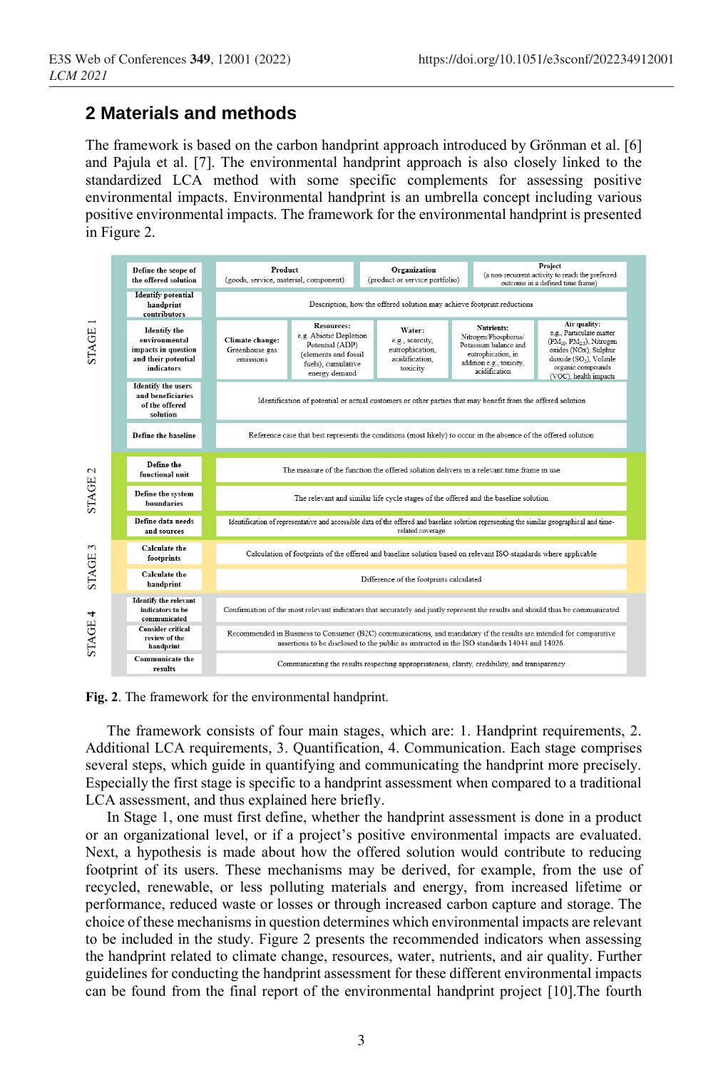## 2 Materials and methods

The framework is based on the carbon handprint approach introduced by Grönman et al. [6] and Pajula et al. [7]. The environmental handprint approach is also closely linked to the standardized LCA method with some specific complements for assessing positive environmental impacts. Environmental handprint is an umbrella concept including various positive environmental impacts. The framework for the environmental handprint is presented in Figure 2.

| Stage | Step | Description |
|---|---|---|
| STAGE 1 | Define the scope of the offered solution | **Product** (goods, service, material, component); **Organization** (product or service portfolio); **Project** (a non-recurrent activity to reach the preferred outcome in a defined time frame) |
| | Identify potential handprint contributors | Description, how the offered solution may achieve footprint reductions |
| | Identify the environmental impacts in question and their potential indicators | **Climate change:** Greenhouse gas emissions; **Resources:** e.g. Abiotic Depletion Potential (ADP) (elements and fossil fuels), cumulative energy demand; **Water:** e.g., scarcity, eutrophication, acidification, toxicity; **Nutrients:** Nitrogen/Phosphorus/ Potassium balance and eutrophication, in addition e.g., toxicity, acidification; **Air quality:** e.g., Particulate matter ($PM_{10}$, $PM_{2.5}$), Nitrogen oxides (NOx), Sulphur dioxide ($SO_2$), Volatile organic compounds (VOC), health impacts |
| | Identify the users and beneficiaries of the offered solution | Identification of potential or actual customers or other parties that may benefit from the offered solution |
| | Define the baseline | Reference case that best represents the conditions (most likely) to occur in the absence of the offered solution |
| STAGE 2 | Define the functional unit | The measure of the function the offered solution delivers in a relevant time frame in use |
| | Define the system boundaries | The relevant and similar life cycle stages of the offered and the baseline solution |
| | Define data needs and sources | Identification of representative and accessible data of the offered and baseline solution representing the similar geographical and time-related coverage |
| STAGE 3 | Calculate the footprints | Calculation of footprints of the offered and baseline solution based on relevant ISO-standards where applicable |
| | Calculate the handprint | Difference of the footprints calculated |
| STAGE 4 | Identify the relevant indicators to be communicated | Confirmation of the most relevant indicators that accurately and justly represent the results and should thus be communicated |
| | Consider critical review of the handprint | Recommended in Business to Consumer (B2C) communications, and mandatory if the results are intended for comparative assertions to be disclosed to the public as instructed in the ISO standards 14044 and 14026. |
| | Communicate the results | Communicating the results respecting appropriateness, clarity, credibility, and transparency |

**Fig. 2**. The framework for the environmental handprint.

The framework consists of four main stages, which are: 1. Handprint requirements, 2. Additional LCA requirements, 3. Quantification, 4. Communication. Each stage comprises several steps, which guide in quantifying and communicating the handprint more precisely. Especially the first stage is specific to a handprint assessment when compared to a traditional LCA assessment, and thus explained here briefly.

In Stage 1, one must first define, whether the handprint assessment is done in a product or an organizational level, or if a project's positive environmental impacts are evaluated. Next, a hypothesis is made about how the offered solution would contribute to reducing footprint of its users. These mechanisms may be derived, for example, from the use of recycled, renewable, or less polluting materials and energy, from increased lifetime or performance, reduced waste or losses or through increased carbon capture and storage. The choice of these mechanisms in question determines which environmental impacts are relevant to be included in the study. Figure 2 presents the recommended indicators when assessing the handprint related to climate change, resources, water, nutrients, and air quality. Further guidelines for conducting the handprint assessment for these different environmental impacts can be found from the final report of the environmental handprint project [10].The fourth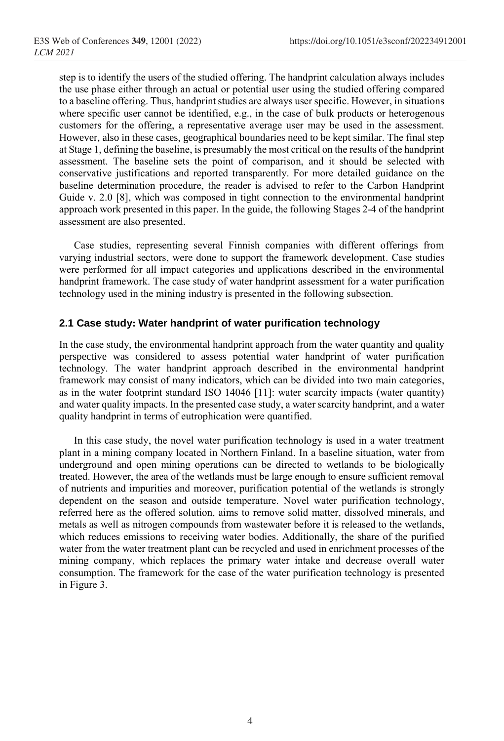step is to identify the users of the studied offering. The handprint calculation always includes the use phase either through an actual or potential user using the studied offering compared to a baseline offering. Thus, handprint studies are always user specific. However, in situations where specific user cannot be identified, e.g., in the case of bulk products or heterogenous customers for the offering, a representative average user may be used in the assessment. However, also in these cases, geographical boundaries need to be kept similar. The final step at Stage 1, defining the baseline, is presumably the most critical on the results of the handprint assessment. The baseline sets the point of comparison, and it should be selected with conservative justifications and reported transparently. For more detailed guidance on the baseline determination procedure, the reader is advised to refer to the Carbon Handprint Guide v. 2.0 [8], which was composed in tight connection to the environmental handprint approach work presented in this paper. In the guide, the following Stages 2-4 of the handprint assessment are also presented.

Case studies, representing several Finnish companies with different offerings from varying industrial sectors, were done to support the framework development. Case studies were performed for all impact categories and applications described in the environmental handprint framework. The case study of water handprint assessment for a water purification technology used in the mining industry is presented in the following subsection.

### 2.1 Case study: Water handprint of water purification technology

In the case study, the environmental handprint approach from the water quantity and quality perspective was considered to assess potential water handprint of water purification technology. The water handprint approach described in the environmental handprint framework may consist of many indicators, which can be divided into two main categories, as in the water footprint standard ISO 14046 [11]: water scarcity impacts (water quantity) and water quality impacts. In the presented case study, a water scarcity handprint, and a water quality handprint in terms of eutrophication were quantified.

In this case study, the novel water purification technology is used in a water treatment plant in a mining company located in Northern Finland. In a baseline situation, water from underground and open mining operations can be directed to wetlands to be biologically treated. However, the area of the wetlands must be large enough to ensure sufficient removal of nutrients and impurities and moreover, purification potential of the wetlands is strongly dependent on the season and outside temperature. Novel water purification technology, referred here as the offered solution, aims to remove solid matter, dissolved minerals, and metals as well as nitrogen compounds from wastewater before it is released to the wetlands, which reduces emissions to receiving water bodies. Additionally, the share of the purified water from the water treatment plant can be recycled and used in enrichment processes of the mining company, which replaces the primary water intake and decrease overall water consumption. The framework for the case of the water purification technology is presented in Figure 3.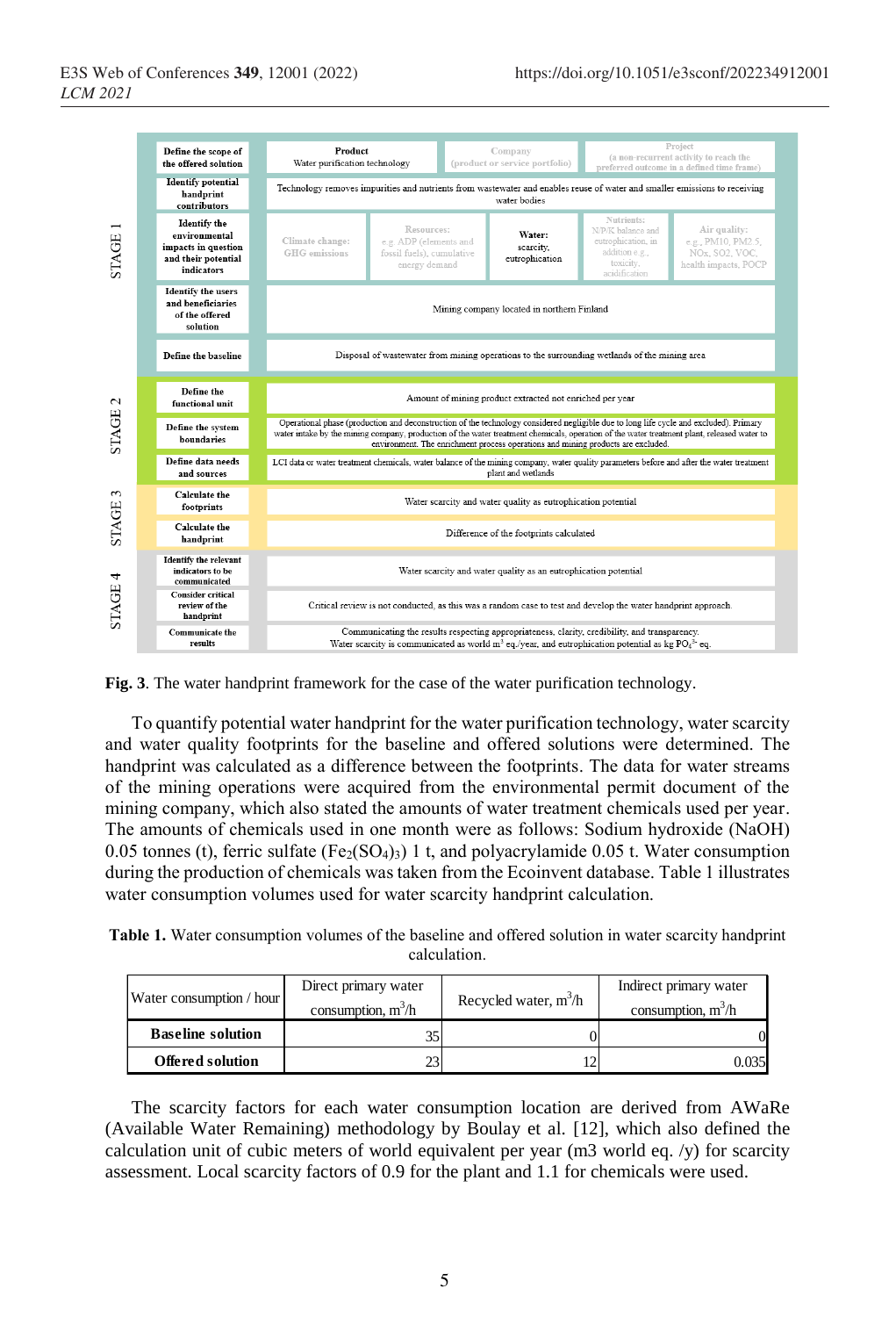| | | | | | | |
|---|---|---|---|---|---|---|
| STAGE 1 | Define the scope of the offered solution | Product<br>Water purification technology | | Company<br>(product or service portfolio) | Project<br>(a non-recurrent activity to reach the preferred outcome in a defined time frame) | |
| | Identify potential handprint contributors | Technology removes impurities and nutrients from wastewater and enables reuse of water and smaller emissions to receiving water bodies | | | | |
| | Identify the environmental impacts in question and their potential indicators | Climate change:<br>GHG emissions | Resources:<br>e.g. ADP (elements and fossil fuels), cumulative energy demand | Water:<br>scarcity, eutrophication | Nutrients:<br>N/P/K balance and eutrophication, in addition e.g., toxicity, acidification | Air quality:<br>e.g., PM10, PM2.5, NOx, SO2, VOC, health impacts, POCP |
| | Identify the users and beneficiaries of the offered solution | Mining company located in northern Finland | | | | |
| | Define the baseline | Disposal of wastewater from mining operations to the surrounding wetlands of the mining area | | | | |
| STAGE 2 | Define the functional unit | Amount of mining product extracted not enriched per year | | | | |
| | Define the system boundaries | Operational phase (production and deconstruction of the technology considered negligible due to long life cycle and excluded). Primary water intake by the mining company, production of the water treatment chemicals, operation of the water treatment plant, released water to environment. The enrichment process operations and mining products are excluded. | | | | |
| | Define data needs and sources | LCI data or water treatment chemicals, water balance of the mining company, water quality parameters before and after the water treatment plant and wetlands | | | | |
| STAGE 3 | Calculate the footprints | Water scarcity and water quality as eutrophication potential | | | | |
| | Calculate the handprint | Difference of the footprints calculated | | | | |
| STAGE 4 | Identify the relevant indicators to be communicated | Water scarcity and water quality as an eutrophication potential | | | | |
| | Consider critical review of the handprint | Critical review is not conducted, as this was a random case to test and develop the water handprint approach. | | | | |
| | Communicate the results | Communicating the results respecting appropriateness, clarity, credibility, and transparency.<br>Water scarcity is communicated as world $m^3$ eq./year, and eutrophication potential as kg $PO_4^{3-}$ eq. | | | | |

**Fig. 3**. The water handprint framework for the case of the water purification technology.

To quantify potential water handprint for the water purification technology, water scarcity and water quality footprints for the baseline and offered solutions were determined. The handprint was calculated as a difference between the footprints. The data for water streams of the mining operations were acquired from the environmental permit document of the mining company, which also stated the amounts of water treatment chemicals used per year. The amounts of chemicals used in one month were as follows: Sodium hydroxide (NaOH) 0.05 tonnes (t), ferric sulfate ($Fe_2(SO_4)_3$) 1 t, and polyacrylamide 0.05 t. Water consumption during the production of chemicals was taken from the Ecoinvent database. Table 1 illustrates water consumption volumes used for water scarcity handprint calculation.

**Table 1.** Water consumption volumes of the baseline and offered solution in water scarcity handprint calculation.

| Water consumption / hour | Direct primary water consumption, $m^3$/h | Recycled water, $m^3$/h | Indirect primary water consumption, $m^3$/h |
|---|---|---|---|
| **Baseline solution** | 35 | 0 | 0 |
| **Offered solution** | 23 | 12 | 0.035 |

The scarcity factors for each water consumption location are derived from AWaRe (Available Water Remaining) methodology by Boulay et al. [12], which also defined the calculation unit of cubic meters of world equivalent per year (m3 world eq. /y) for scarcity assessment. Local scarcity factors of 0.9 for the plant and 1.1 for chemicals were used.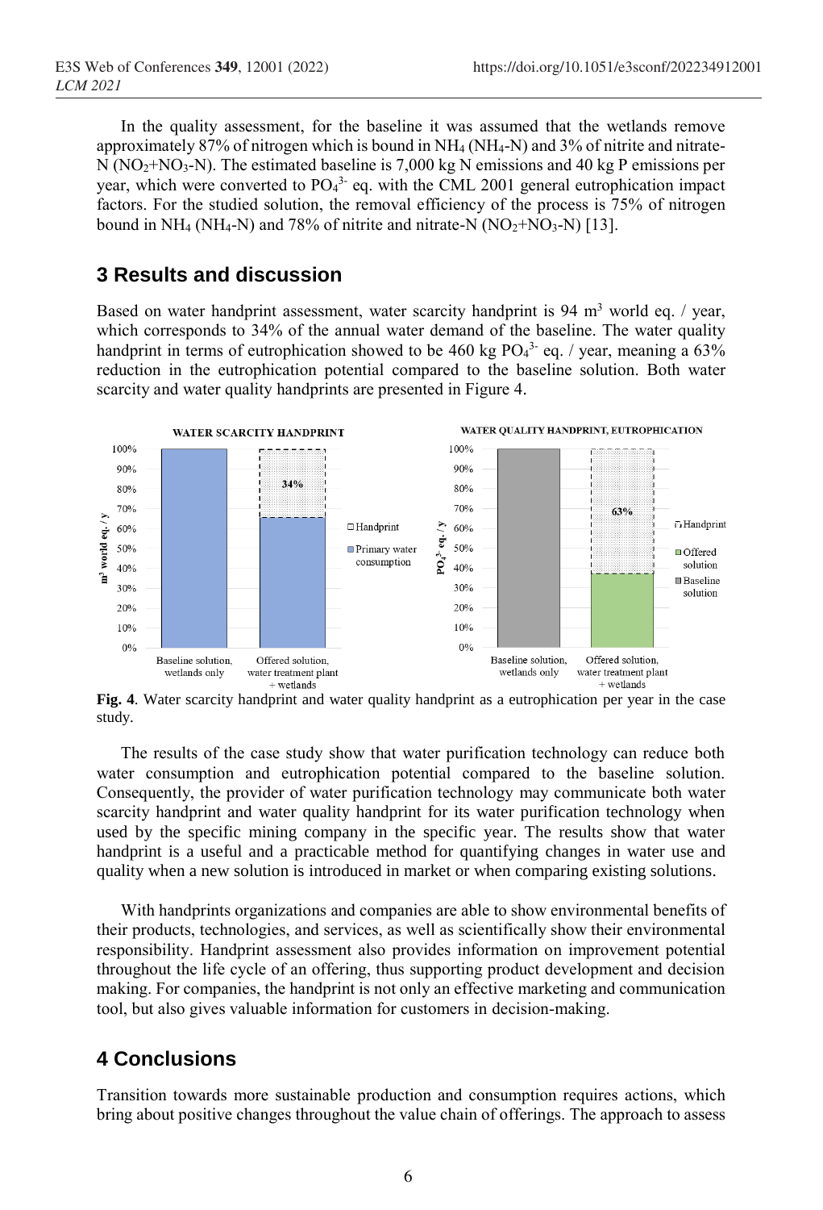In the quality assessment, for the baseline it was assumed that the wetlands remove approximately 87% of nitrogen which is bound in $NH_4$ ($NH_4$-N) and 3% of nitrite and nitrate-N ($NO_2$+$NO_3$-N). The estimated baseline is 7,000 kg N emissions and 40 kg P emissions per year, which were converted to $PO_4^{3-}$ eq. with the CML 2001 general eutrophication impact factors. For the studied solution, the removal efficiency of the process is 75% of nitrogen bound in $NH_4$ ($NH_4$-N) and 78% of nitrite and nitrate-N ($NO_2$+$NO_3$-N) [13].

## 3 Results and discussion

Based on water handprint assessment, water scarcity handprint is 94 $m^3$ world eq. / year, which corresponds to 34% of the annual water demand of the baseline. The water quality handprint in terms of eutrophication showed to be 460 kg $PO_4^{3-}$ eq. / year, meaning a 63% reduction in the eutrophication potential compared to the baseline solution. Both water scarcity and water quality handprints are presented in Figure 4.

**Fig. 4**. Water scarcity handprint and water quality handprint as a eutrophication per year in the case study.

The results of the case study show that water purification technology can reduce both water consumption and eutrophication potential compared to the baseline solution. Consequently, the provider of water purification technology may communicate both water scarcity handprint and water quality handprint for its water purification technology when used by the specific mining company in the specific year. The results show that water handprint is a useful and a practicable method for quantifying changes in water use and quality when a new solution is introduced in market or when comparing existing solutions.

With handprints organizations and companies are able to show environmental benefits of their products, technologies, and services, as well as scientifically show their environmental responsibility. Handprint assessment also provides information on improvement potential throughout the life cycle of an offering, thus supporting product development and decision making. For companies, the handprint is not only an effective marketing and communication tool, but also gives valuable information for customers in decision-making.

## 4 Conclusions

Transition towards more sustainable production and consumption requires actions, which bring about positive changes throughout the value chain of offerings. The approach to assess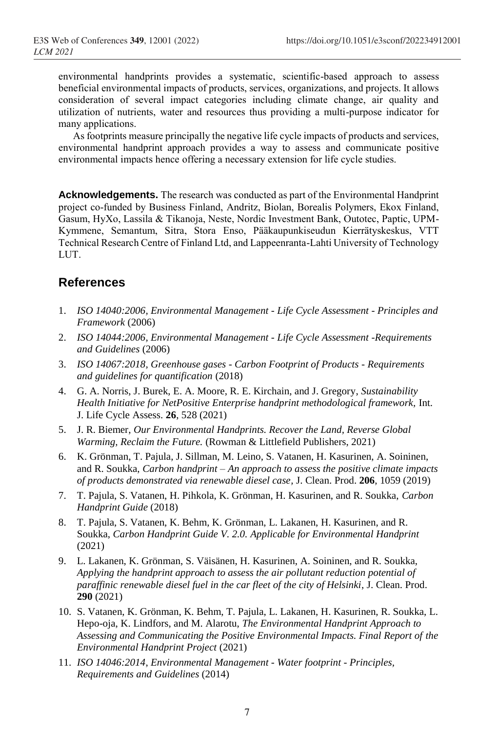environmental handprints provides a systematic, scientific-based approach to assess beneficial environmental impacts of products, services, organizations, and projects. It allows consideration of several impact categories including climate change, air quality and utilization of nutrients, water and resources thus providing a multi-purpose indicator for many applications.

As footprints measure principally the negative life cycle impacts of products and services, environmental handprint approach provides a way to assess and communicate positive environmental impacts hence offering a necessary extension for life cycle studies.

**Acknowledgements.** The research was conducted as part of the Environmental Handprint project co-funded by Business Finland, Andritz, Biolan, Borealis Polymers, Ekox Finland, Gasum, HyXo, Lassila & Tikanoja, Neste, Nordic Investment Bank, Outotec, Paptic, UPM-Kymmene, Semantum, Sitra, Stora Enso, Pääkaupunkiseudun Kierrätyskeskus, VTT Technical Research Centre of Finland Ltd, and Lappeenranta-Lahti University of Technology LUT.

## References

1. *ISO 14040:2006, Environmental Management - Life Cycle Assessment - Principles and Framework* (2006)
2. *ISO 14044:2006, Environmental Management - Life Cycle Assessment -Requirements and Guidelines* (2006)
3. *ISO 14067:2018, Greenhouse gases - Carbon Footprint of Products - Requirements and guidelines for quantification* (2018)
4. G. A. Norris, J. Burek, E. A. Moore, R. E. Kirchain, and J. Gregory, *Sustainability Health Initiative for NetPositive Enterprise handprint methodological framework,* Int. J. Life Cycle Assess. **26**, 528 (2021)
5. J. R. Biemer, *Our Environmental Handprints. Recover the Land, Reverse Global Warming, Reclaim the Future.* (Rowman & Littlefield Publishers, 2021)
6. K. Grönman, T. Pajula, J. Sillman, M. Leino, S. Vatanen, H. Kasurinen, A. Soininen, and R. Soukka, *Carbon handprint – An approach to assess the positive climate impacts of products demonstrated via renewable diesel case,* J. Clean. Prod. **206**, 1059 (2019)
7. T. Pajula, S. Vatanen, H. Pihkola, K. Grönman, H. Kasurinen, and R. Soukka, *Carbon Handprint Guide* (2018)
8. T. Pajula, S. Vatanen, K. Behm, K. Grönman, L. Lakanen, H. Kasurinen, and R. Soukka, *Carbon Handprint Guide V. 2.0. Applicable for Environmental Handprint* (2021)
9. L. Lakanen, K. Grönman, S. Väisänen, H. Kasurinen, A. Soininen, and R. Soukka, *Applying the handprint approach to assess the air pollutant reduction potential of paraffinic renewable diesel fuel in the car fleet of the city of Helsinki*, J. Clean. Prod. **290** (2021)
10. S. Vatanen, K. Grönman, K. Behm, T. Pajula, L. Lakanen, H. Kasurinen, R. Soukka, L. Hepo-oja, K. Lindfors, and M. Alarotu, *The Environmental Handprint Approach to Assessing and Communicating the Positive Environmental Impacts. Final Report of the Environmental Handprint Project* (2021)
11. *ISO 14046:2014, Environmental Management - Water footprint - Principles, Requirements and Guidelines* (2014)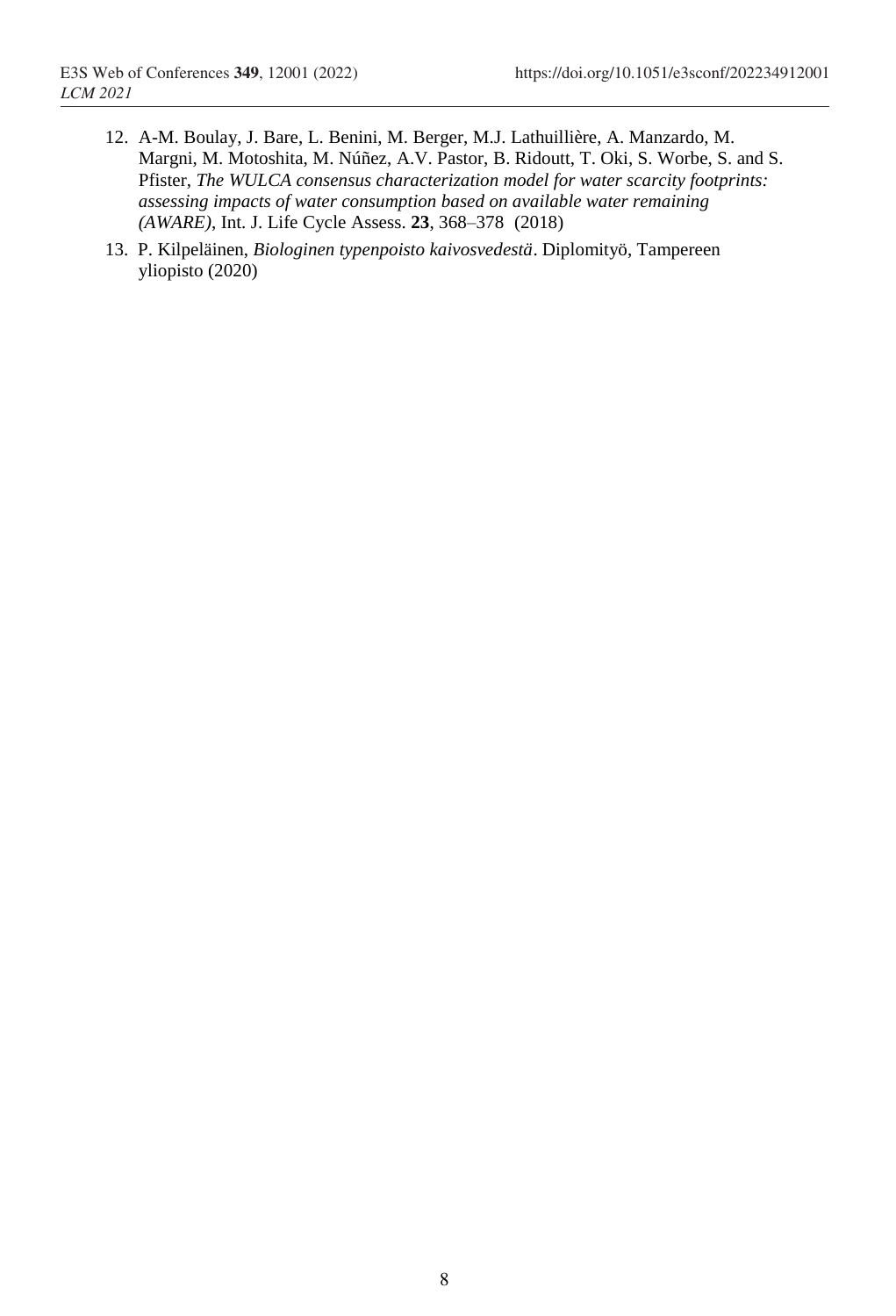12. A-M. Boulay, J. Bare, L. Benini, M. Berger, M.J. Lathuillière, A. Manzardo, M. Margni, M. Motoshita, M. Núñez, A.V. Pastor, B. Ridoutt, T. Oki, S. Worbe, S. and S. Pfister, *The WULCA consensus characterization model for water scarcity footprints: assessing impacts of water consumption based on available water remaining (AWARE)*, Int. J. Life Cycle Assess. **23**, 368–378 (2018)
13. P. Kilpeläinen, *Biologinen typenpoisto kaivosvedestä*. Diplomityö, Tampereen yliopisto (2020)